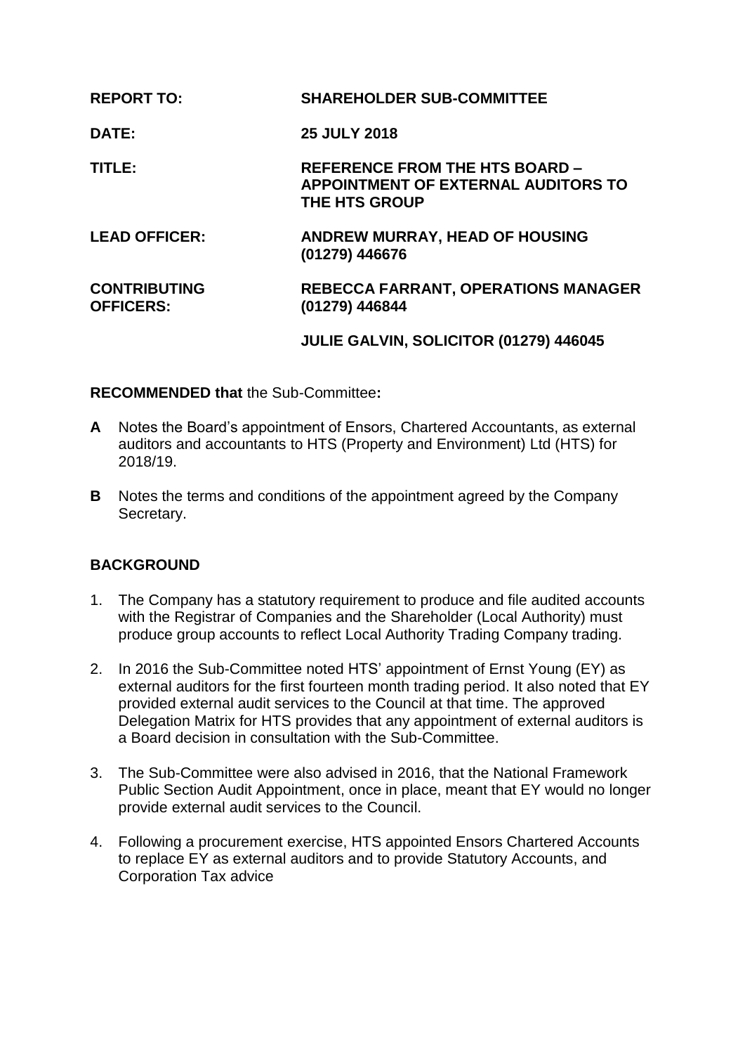| | |
|---|---|
| **REPORT TO:** | **SHAREHOLDER SUB-COMMITTEE** |
| **DATE:** | **25 JULY 2018** |
| **TITLE:** | **REFERENCE FROM THE HTS BOARD – APPOINTMENT OF EXTERNAL AUDITORS TO THE HTS GROUP** |
| **LEAD OFFICER:** | **ANDREW MURRAY, HEAD OF HOUSING (01279) 446676** |
| **CONTRIBUTING OFFICERS:** | **REBECCA FARRANT, OPERATIONS MANAGER (01279) 446844** |
| | **JULIE GALVIN, SOLICITOR (01279) 446045** |

**RECOMMENDED that** the Sub-Committee**:**

**A** Notes the Board's appointment of Ensors, Chartered Accountants, as external auditors and accountants to HTS (Property and Environment) Ltd (HTS) for 2018/19.

**B** Notes the terms and conditions of the appointment agreed by the Company Secretary.

## BACKGROUND

1. The Company has a statutory requirement to produce and file audited accounts with the Registrar of Companies and the Shareholder (Local Authority) must produce group accounts to reflect Local Authority Trading Company trading.

2. In 2016 the Sub-Committee noted HTS' appointment of Ernst Young (EY) as external auditors for the first fourteen month trading period. It also noted that EY provided external audit services to the Council at that time. The approved Delegation Matrix for HTS provides that any appointment of external auditors is a Board decision in consultation with the Sub-Committee.

3. The Sub-Committee were also advised in 2016, that the National Framework Public Section Audit Appointment, once in place, meant that EY would no longer provide external audit services to the Council.

4. Following a procurement exercise, HTS appointed Ensors Chartered Accounts to replace EY as external auditors and to provide Statutory Accounts, and Corporation Tax advice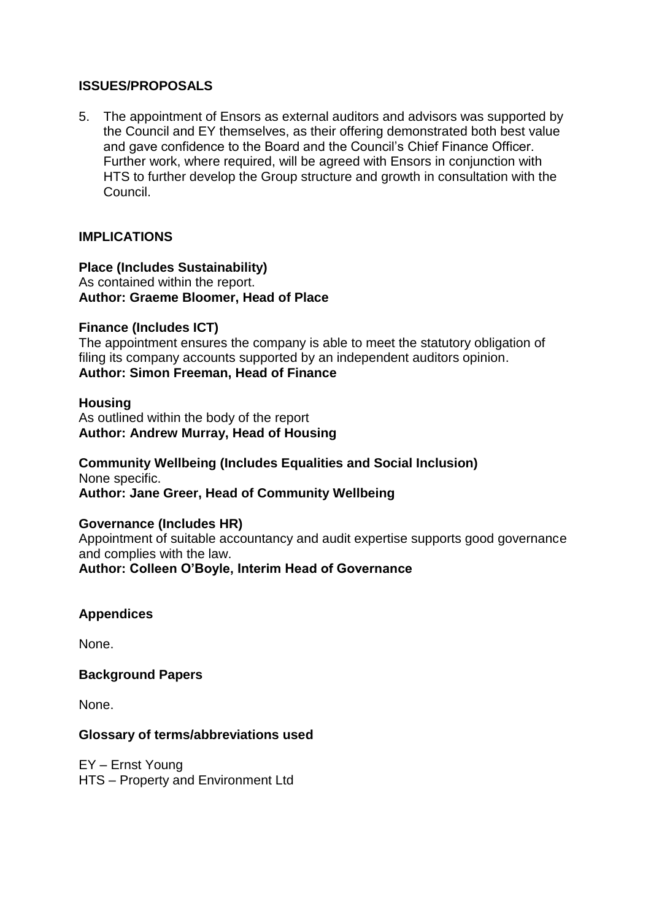## ISSUES/PROPOSALS

5. The appointment of Ensors as external auditors and advisors was supported by the Council and EY themselves, as their offering demonstrated both best value and gave confidence to the Board and the Council's Chief Finance Officer. Further work, where required, will be agreed with Ensors in conjunction with HTS to further develop the Group structure and growth in consultation with the Council.

## IMPLICATIONS

**Place (Includes Sustainability)**
As contained within the report.
**Author: Graeme Bloomer, Head of Place**

**Finance (Includes ICT)**
The appointment ensures the company is able to meet the statutory obligation of filing its company accounts supported by an independent auditors opinion.
**Author: Simon Freeman, Head of Finance**

**Housing**
As outlined within the body of the report
**Author: Andrew Murray, Head of Housing**

**Community Wellbeing (Includes Equalities and Social Inclusion)**
None specific.
**Author: Jane Greer, Head of Community Wellbeing**

**Governance (Includes HR)**
Appointment of suitable accountancy and audit expertise supports good governance and complies with the law.
**Author: Colleen O'Boyle, Interim Head of Governance**

## Appendices

None.

## Background Papers

None.

## Glossary of terms/abbreviations used

EY – Ernst Young
HTS – Property and Environment Ltd